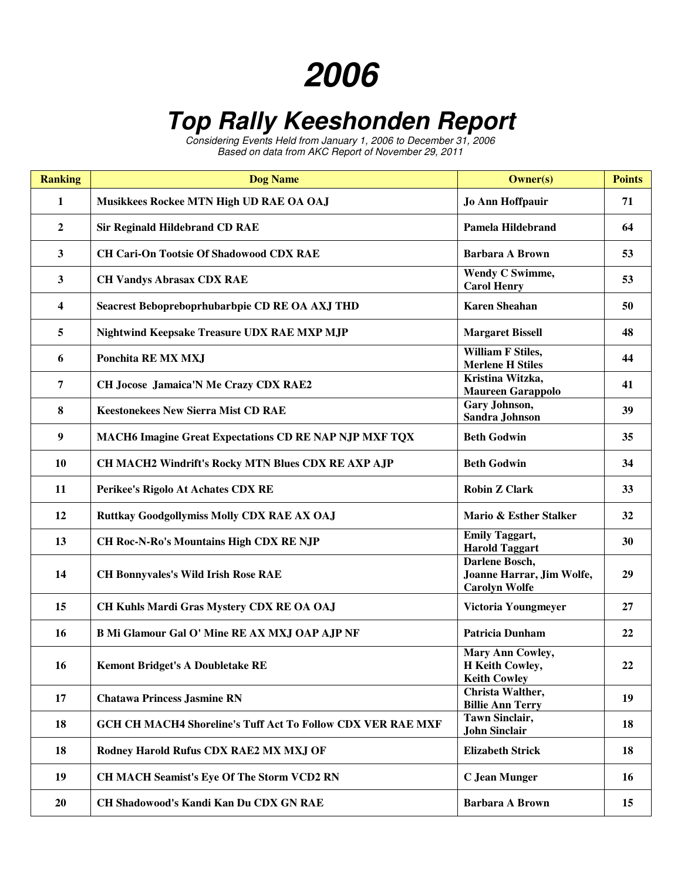# 2006

## Top Rally Keeshonden Report

*Considering Events Held from January 1, 2006 to December 31, 2006*
*Based on data from AKC Report of November 29, 2011*

| Ranking | Dog Name | Owner(s) | Points |
|---|---|---|---|
| 1 | Musikkees Rockee MTN High UD RAE OA OAJ | Jo Ann Hoffpauir | 71 |
| 2 | Sir Reginald Hildebrand CD RAE | Pamela Hildebrand | 64 |
| 3 | CH Cari-On Tootsie Of Shadowood CDX RAE | Barbara A Brown | 53 |
| 3 | CH Vandys Abrasax CDX RAE | Wendy C Swimme, Carol Henry | 53 |
| 4 | Seacrest Bebopreboprhubarbpie CD RE OA AXJ THD | Karen Sheahan | 50 |
| 5 | Nightwind Keepsake Treasure UDX RAE MXP MJP | Margaret Bissell | 48 |
| 6 | Ponchita RE MX MXJ | William F Stiles, Merlene H Stiles | 44 |
| 7 | CH Jocose Jamaica'N Me Crazy CDX RAE2 | Kristina Witzka, Maureen Garappolo | 41 |
| 8 | Keestonekees New Sierra Mist CD RAE | Gary Johnson, Sandra Johnson | 39 |
| 9 | MACH6 Imagine Great Expectations CD RE NAP NJP MXF TQX | Beth Godwin | 35 |
| 10 | CH MACH2 Windrift's Rocky MTN Blues CDX RE AXP AJP | Beth Godwin | 34 |
| 11 | Perikee's Rigolo At Achates CDX RE | Robin Z Clark | 33 |
| 12 | Ruttkay Goodgollymiss Molly CDX RAE AX OAJ | Mario & Esther Stalker | 32 |
| 13 | CH Roc-N-Ro's Mountains High CDX RE NJP | Emily Taggart, Harold Taggart | 30 |
| 14 | CH Bonnyvales's Wild Irish Rose RAE | Darlene Bosch, Joanne Harrar, Jim Wolfe, Carolyn Wolfe | 29 |
| 15 | CH Kuhls Mardi Gras Mystery CDX RE OA OAJ | Victoria Youngmeyer | 27 |
| 16 | B Mi Glamour Gal O' Mine RE AX MXJ OAP AJP NF | Patricia Dunham | 22 |
| 16 | Kemont Bridget's A Doubletake RE | Mary Ann Cowley, H Keith Cowley, Keith Cowley | 22 |
| 17 | Chatawa Princess Jasmine RN | Christa Walther, Billie Ann Terry | 19 |
| 18 | GCH CH MACH4 Shoreline's Tuff Act To Follow CDX VER RAE MXF | Tawn Sinclair, John Sinclair | 18 |
| 18 | Rodney Harold Rufus CDX RAE2 MX MXJ OF | Elizabeth Strick | 18 |
| 19 | CH MACH Seamist's Eye Of The Storm VCD2 RN | C Jean Munger | 16 |
| 20 | CH Shadowood's Kandi Kan Du CDX GN RAE | Barbara A Brown | 15 |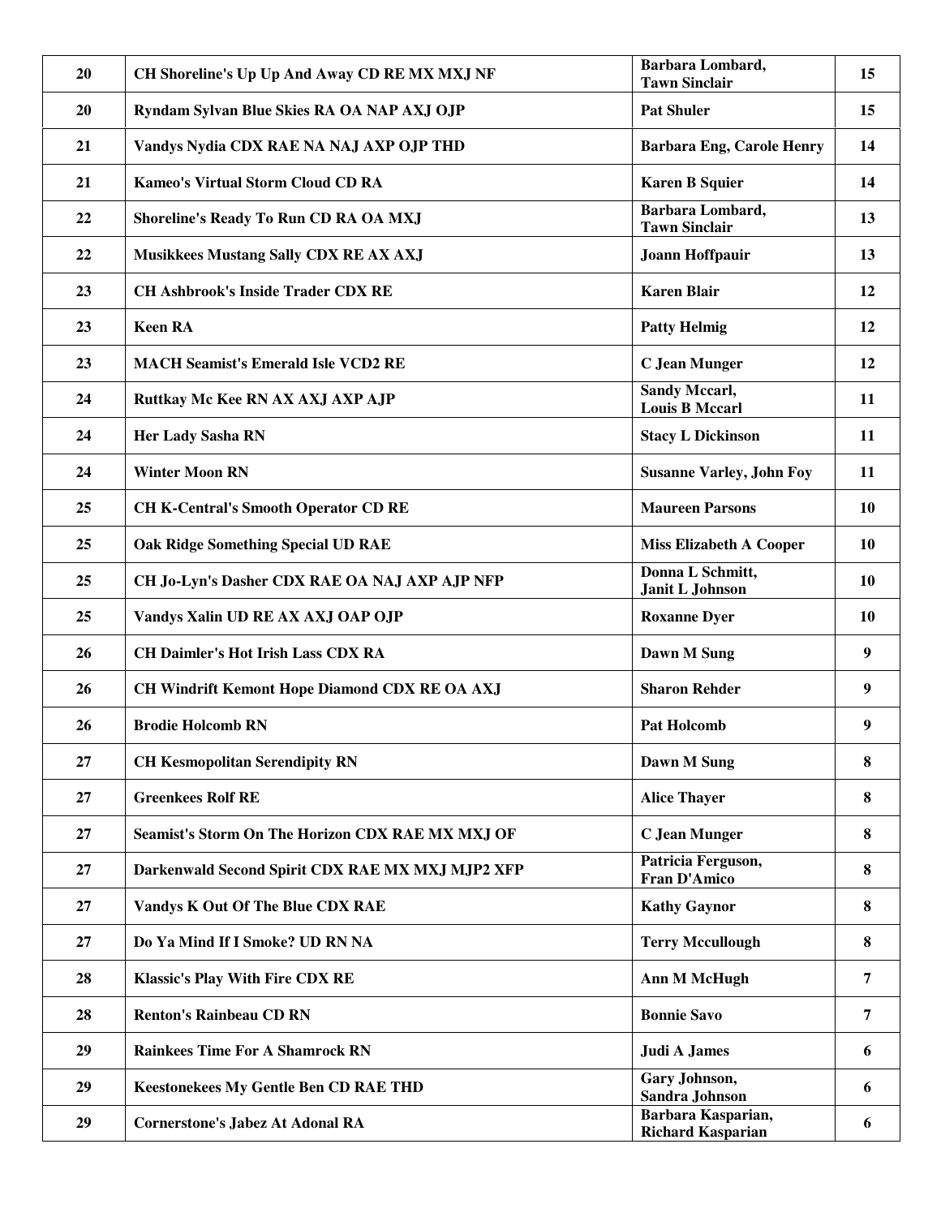| | | | |
|---|---|---|---|
| 20 | CH Shoreline's Up Up And Away CD RE MX MXJ NF | Barbara Lombard, Tawn Sinclair | 15 |
| 20 | Ryndam Sylvan Blue Skies RA OA NAP AXJ OJP | Pat Shuler | 15 |
| 21 | Vandys Nydia CDX RAE NA NAJ AXP OJP THD | Barbara Eng, Carole Henry | 14 |
| 21 | Kameo's Virtual Storm Cloud CD RA | Karen B Squier | 14 |
| 22 | Shoreline's Ready To Run CD RA OA MXJ | Barbara Lombard, Tawn Sinclair | 13 |
| 22 | Musikkees Mustang Sally CDX RE AX AXJ | Joann Hoffpauir | 13 |
| 23 | CH Ashbrook's Inside Trader CDX RE | Karen Blair | 12 |
| 23 | Keen RA | Patty Helmig | 12 |
| 23 | MACH Seamist's Emerald Isle VCD2 RE | C Jean Munger | 12 |
| 24 | Ruttkay Mc Kee RN AX AXJ AXP AJP | Sandy Mccarl, Louis B Mccarl | 11 |
| 24 | Her Lady Sasha RN | Stacy L Dickinson | 11 |
| 24 | Winter Moon RN | Susanne Varley, John Foy | 11 |
| 25 | CH K-Central's Smooth Operator CD RE | Maureen Parsons | 10 |
| 25 | Oak Ridge Something Special UD RAE | Miss Elizabeth A Cooper | 10 |
| 25 | CH Jo-Lyn's Dasher CDX RAE OA NAJ AXP AJP NFP | Donna L Schmitt, Janit L Johnson | 10 |
| 25 | Vandys Xalin UD RE AX AXJ OAP OJP | Roxanne Dyer | 10 |
| 26 | CH Daimler's Hot Irish Lass CDX RA | Dawn M Sung | 9 |
| 26 | CH Windrift Kemont Hope Diamond CDX RE OA AXJ | Sharon Rehder | 9 |
| 26 | Brodie Holcomb RN | Pat Holcomb | 9 |
| 27 | CH Kesmopolitan Serendipity RN | Dawn M Sung | 8 |
| 27 | Greenkees Rolf RE | Alice Thayer | 8 |
| 27 | Seamist's Storm On The Horizon CDX RAE MX MXJ OF | C Jean Munger | 8 |
| 27 | Darkenwald Second Spirit CDX RAE MX MXJ MJP2 XFP | Patricia Ferguson, Fran D'Amico | 8 |
| 27 | Vandys K Out Of The Blue CDX RAE | Kathy Gaynor | 8 |
| 27 | Do Ya Mind If I Smoke? UD RN NA | Terry Mccullough | 8 |
| 28 | Klassic's Play With Fire CDX RE | Ann M McHugh | 7 |
| 28 | Renton's Rainbeau CD RN | Bonnie Savo | 7 |
| 29 | Rainkees Time For A Shamrock RN | Judi A James | 6 |
| 29 | Keestonekees My Gentle Ben CD RAE THD | Gary Johnson, Sandra Johnson | 6 |
| 29 | Cornerstone's Jabez At Adonal RA | Barbara Kasparian, Richard Kasparian | 6 |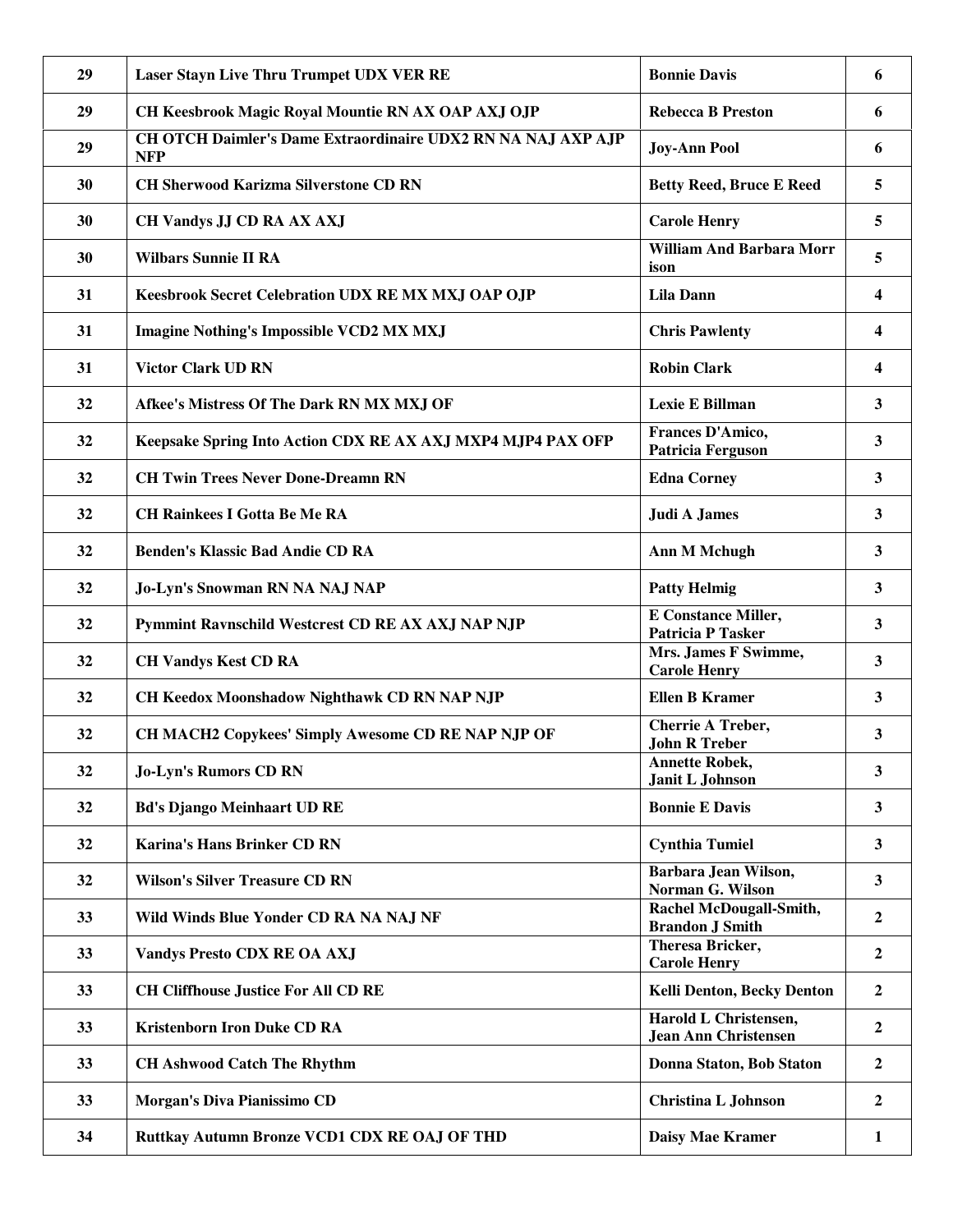| 29 | Laser Stayn Live Thru Trumpet UDX VER RE | Bonnie Davis | 6 |
|---|---|---|---|
| 29 | CH Keesbrook Magic Royal Mountie RN AX OAP AXJ OJP | Rebecca B Preston | 6 |
| 29 | CH OTCH Daimler's Dame Extraordinaire UDX2 RN NA NAJ AXP AJP NFP | Joy-Ann Pool | 6 |
| 30 | CH Sherwood Karizma Silverstone CD RN | Betty Reed, Bruce E Reed | 5 |
| 30 | CH Vandys JJ CD RA AX AXJ | Carole Henry | 5 |
| 30 | Wilbars Sunnie II RA | William And Barbara Morrison | 5 |
| 31 | Keesbrook Secret Celebration UDX RE MX MXJ OAP OJP | Lila Dann | 4 |
| 31 | Imagine Nothing's Impossible VCD2 MX MXJ | Chris Pawlenty | 4 |
| 31 | Victor Clark UD RN | Robin Clark | 4 |
| 32 | Afkee's Mistress Of The Dark RN MX MXJ OF | Lexie E Billman | 3 |
| 32 | Keepsake Spring Into Action CDX RE AX AXJ MXP4 MJP4 PAX OFP | Frances D'Amico, Patricia Ferguson | 3 |
| 32 | CH Twin Trees Never Done-Dreamn RN | Edna Corney | 3 |
| 32 | CH Rainkees I Gotta Be Me RA | Judi A James | 3 |
| 32 | Benden's Klassic Bad Andie CD RA | Ann M Mchugh | 3 |
| 32 | Jo-Lyn's Snowman RN NA NAJ NAP | Patty Helmig | 3 |
| 32 | Pymmint Ravnschild Westcrest CD RE AX AXJ NAP NJP | E Constance Miller, Patricia P Tasker | 3 |
| 32 | CH Vandys Kest CD RA | Mrs. James F Swimme, Carole Henry | 3 |
| 32 | CH Keedox Moonshadow Nighthawk CD RN NAP NJP | Ellen B Kramer | 3 |
| 32 | CH MACH2 Copykees' Simply Awesome CD RE NAP NJP OF | Cherrie A Treber, John R Treber | 3 |
| 32 | Jo-Lyn's Rumors CD RN | Annette Robek, Janit L Johnson | 3 |
| 32 | Bd's Django Meinhaart UD RE | Bonnie E Davis | 3 |
| 32 | Karina's Hans Brinker CD RN | Cynthia Tumiel | 3 |
| 32 | Wilson's Silver Treasure CD RN | Barbara Jean Wilson, Norman G. Wilson | 3 |
| 33 | Wild Winds Blue Yonder CD RA NA NAJ NF | Rachel McDougall-Smith, Brandon J Smith | 2 |
| 33 | Vandys Presto CDX RE OA AXJ | Theresa Bricker, Carole Henry | 2 |
| 33 | CH Cliffhouse Justice For All CD RE | Kelli Denton, Becky Denton | 2 |
| 33 | Kristenborn Iron Duke CD RA | Harold L Christensen, Jean Ann Christensen | 2 |
| 33 | CH Ashwood Catch The Rhythm | Donna Staton, Bob Staton | 2 |
| 33 | Morgan's Diva Pianissimo CD | Christina L Johnson | 2 |
| 34 | Ruttkay Autumn Bronze VCD1 CDX RE OAJ OF THD | Daisy Mae Kramer | 1 |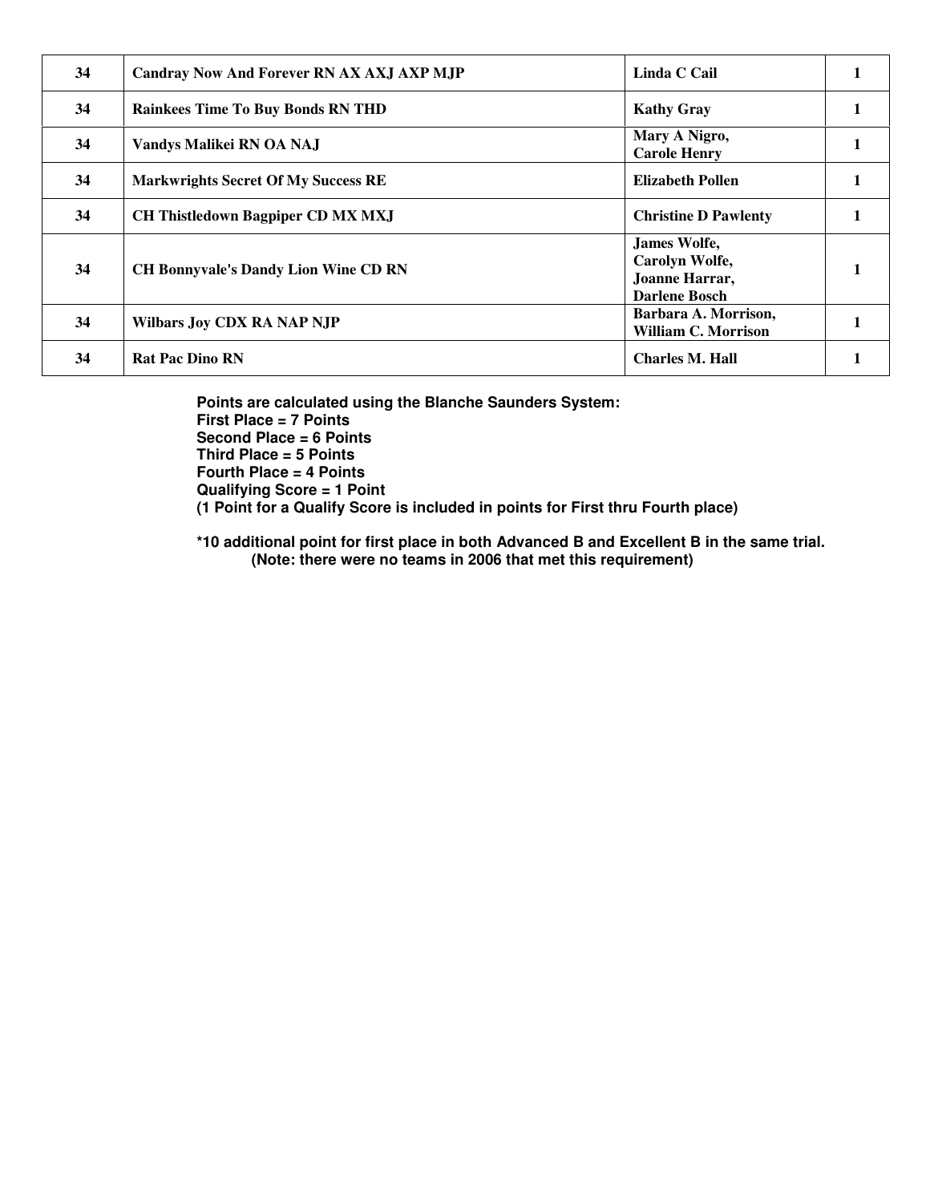| 34 | Candray Now And Forever RN AX AXJ AXP MJP | Linda C Cail | 1 |
|---|---|---|---|
| 34 | Rainkees Time To Buy Bonds RN THD | Kathy Gray | 1 |
| 34 | Vandys Malikei RN OA NAJ | Mary A Nigro, Carole Henry | 1 |
| 34 | Markwrights Secret Of My Success RE | Elizabeth Pollen | 1 |
| 34 | CH Thistledown Bagpiper CD MX MXJ | Christine D Pawlenty | 1 |
| 34 | CH Bonnyvale's Dandy Lion Wine CD RN | James Wolfe, Carolyn Wolfe, Joanne Harrar, Darlene Bosch | 1 |
| 34 | Wilbars Joy CDX RA NAP NJP | Barbara A. Morrison, William C. Morrison | 1 |
| 34 | Rat Pac Dino RN | Charles M. Hall | 1 |

**Points are calculated using the Blanche Saunders System:**
**First Place = 7 Points**
**Second Place = 6 Points**
**Third Place = 5 Points**
**Fourth Place = 4 Points**
**Qualifying Score = 1 Point**
**(1 Point for a Qualify Score is included in points for First thru Fourth place)**

**\*10 additional point for first place in both Advanced B and Excellent B in the same trial.**
**(Note: there were no teams in 2006 that met this requirement)**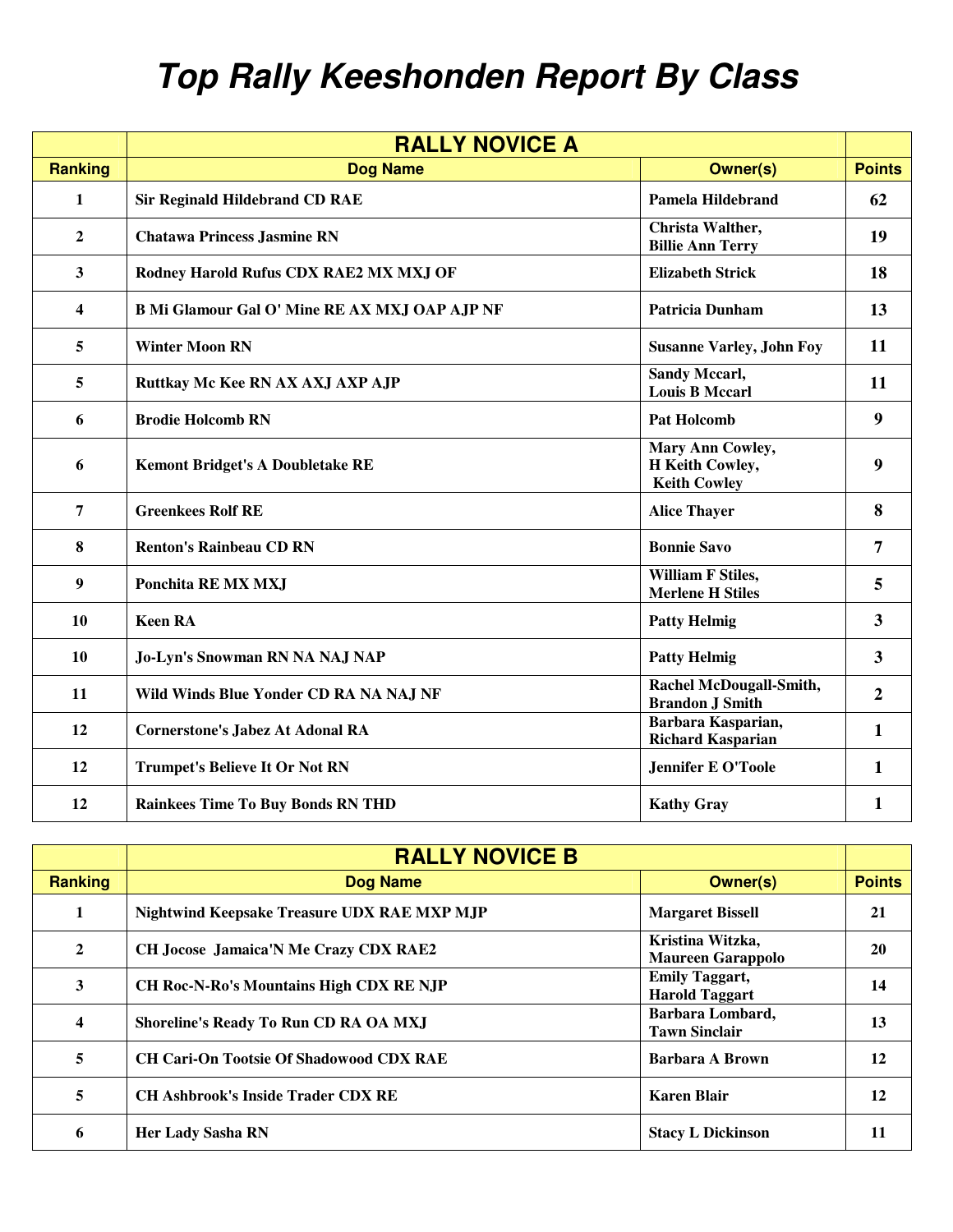# Top Rally Keeshonden Report By Class

| | RALLY NOVICE A | | |
|---|---|---|---|
| **Ranking** | **Dog Name** | **Owner(s)** | **Points** |
| 1 | Sir Reginald Hildebrand CD RAE | Pamela Hildebrand | 62 |
| 2 | Chatawa Princess Jasmine RN | Christa Walther, Billie Ann Terry | 19 |
| 3 | Rodney Harold Rufus CDX RAE2 MX MXJ OF | Elizabeth Strick | 18 |
| 4 | B Mi Glamour Gal O' Mine RE AX MXJ OAP AJP NF | Patricia Dunham | 13 |
| 5 | Winter Moon RN | Susanne Varley, John Foy | 11 |
| 5 | Ruttkay Mc Kee RN AX AXJ AXP AJP | Sandy Mccarl, Louis B Mccarl | 11 |
| 6 | Brodie Holcomb RN | Pat Holcomb | 9 |
| 6 | Kemont Bridget's A Doubletake RE | Mary Ann Cowley, H Keith Cowley, Keith Cowley | 9 |
| 7 | Greenkees Rolf RE | Alice Thayer | 8 |
| 8 | Renton's Rainbeau CD RN | Bonnie Savo | 7 |
| 9 | Ponchita RE MX MXJ | William F Stiles, Merlene H Stiles | 5 |
| 10 | Keen RA | Patty Helmig | 3 |
| 10 | Jo-Lyn's Snowman RN NA NAJ NAP | Patty Helmig | 3 |
| 11 | Wild Winds Blue Yonder CD RA NA NAJ NF | Rachel McDougall-Smith, Brandon J Smith | 2 |
| 12 | Cornerstone's Jabez At Adonal RA | Barbara Kasparian, Richard Kasparian | 1 |
| 12 | Trumpet's Believe It Or Not RN | Jennifer E O'Toole | 1 |
| 12 | Rainkees Time To Buy Bonds RN THD | Kathy Gray | 1 |

| | RALLY NOVICE B | | |
|---|---|---|---|
| **Ranking** | **Dog Name** | **Owner(s)** | **Points** |
| 1 | Nightwind Keepsake Treasure UDX RAE MXP MJP | Margaret Bissell | 21 |
| 2 | CH Jocose Jamaica'N Me Crazy CDX RAE2 | Kristina Witzka, Maureen Garappolo | 20 |
| 3 | CH Roc-N-Ro's Mountains High CDX RE NJP | Emily Taggart, Harold Taggart | 14 |
| 4 | Shoreline's Ready To Run CD RA OA MXJ | Barbara Lombard, Tawn Sinclair | 13 |
| 5 | CH Cari-On Tootsie Of Shadowood CDX RAE | Barbara A Brown | 12 |
| 5 | CH Ashbrook's Inside Trader CDX RE | Karen Blair | 12 |
| 6 | Her Lady Sasha RN | Stacy L Dickinson | 11 |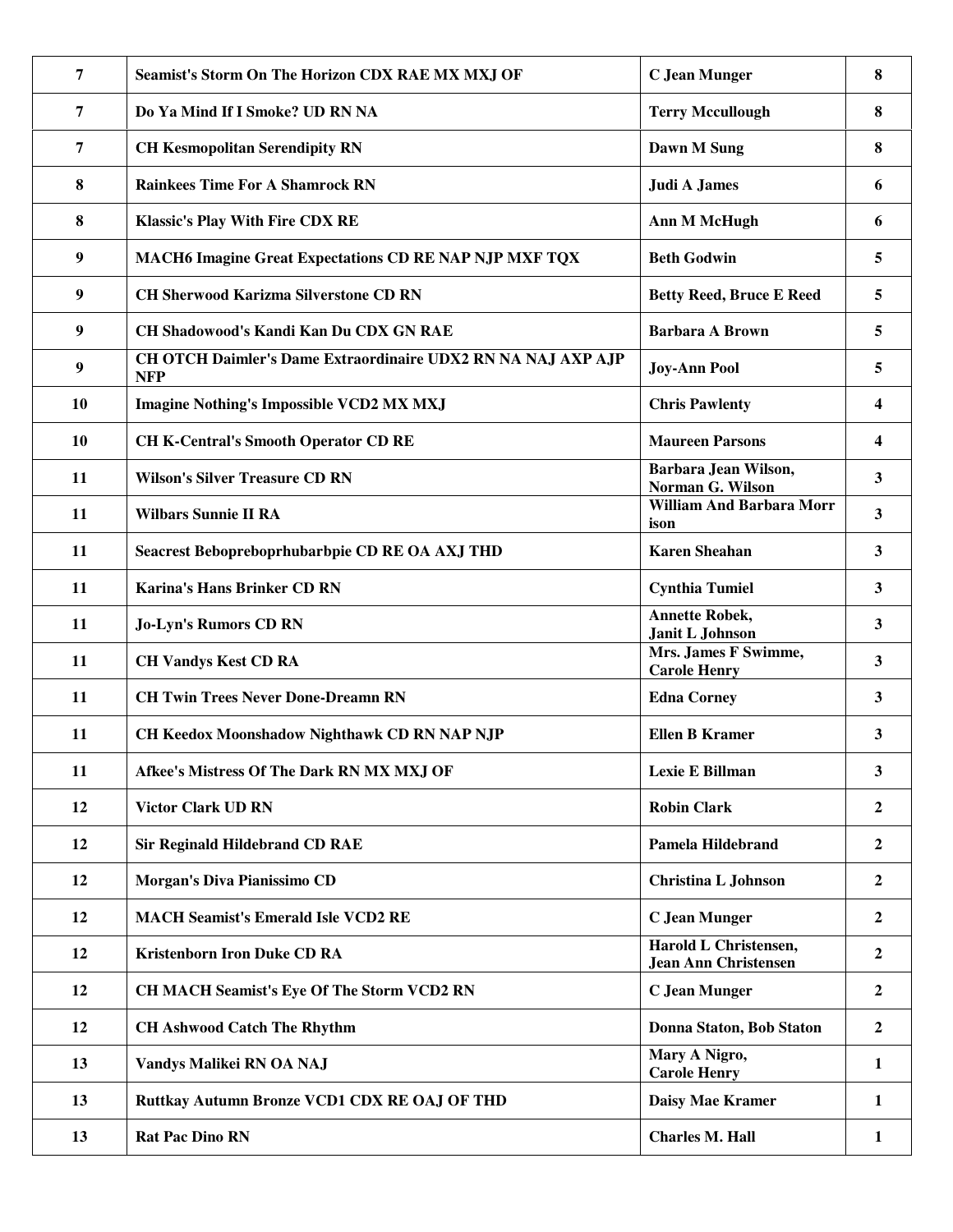| | | | |
|---|---|---|---|
| 7 | Seamist's Storm On The Horizon CDX RAE MX MXJ OF | C Jean Munger | 8 |
| 7 | Do Ya Mind If I Smoke? UD RN NA | Terry Mccullough | 8 |
| 7 | CH Kesmopolitan Serendipity RN | Dawn M Sung | 8 |
| 8 | Rainkees Time For A Shamrock RN | Judi A James | 6 |
| 8 | Klassic's Play With Fire CDX RE | Ann M McHugh | 6 |
| 9 | MACH6 Imagine Great Expectations CD RE NAP NJP MXF TQX | Beth Godwin | 5 |
| 9 | CH Sherwood Karizma Silverstone CD RN | Betty Reed, Bruce E Reed | 5 |
| 9 | CH Shadowood's Kandi Kan Du CDX GN RAE | Barbara A Brown | 5 |
| 9 | CH OTCH Daimler's Dame Extraordinaire UDX2 RN NA NAJ AXP AJP NFP | Joy-Ann Pool | 5 |
| 10 | Imagine Nothing's Impossible VCD2 MX MXJ | Chris Pawlenty | 4 |
| 10 | CH K-Central's Smooth Operator CD RE | Maureen Parsons | 4 |
| 11 | Wilson's Silver Treasure CD RN | Barbara Jean Wilson, Norman G. Wilson | 3 |
| 11 | Wilbars Sunnie II RA | William And Barbara Morrison | 3 |
| 11 | Seacrest Bebopreboprhubarbpie CD RE OA AXJ THD | Karen Sheahan | 3 |
| 11 | Karina's Hans Brinker CD RN | Cynthia Tumiel | 3 |
| 11 | Jo-Lyn's Rumors CD RN | Annette Robek, Janit L Johnson | 3 |
| 11 | CH Vandys Kest CD RA | Mrs. James F Swimme, Carole Henry | 3 |
| 11 | CH Twin Trees Never Done-Dreamn RN | Edna Corney | 3 |
| 11 | CH Keedox Moonshadow Nighthawk CD RN NAP NJP | Ellen B Kramer | 3 |
| 11 | Afkee's Mistress Of The Dark RN MX MXJ OF | Lexie E Billman | 3 |
| 12 | Victor Clark UD RN | Robin Clark | 2 |
| 12 | Sir Reginald Hildebrand CD RAE | Pamela Hildebrand | 2 |
| 12 | Morgan's Diva Pianissimo CD | Christina L Johnson | 2 |
| 12 | MACH Seamist's Emerald Isle VCD2 RE | C Jean Munger | 2 |
| 12 | Kristenborn Iron Duke CD RA | Harold L Christensen, Jean Ann Christensen | 2 |
| 12 | CH MACH Seamist's Eye Of The Storm VCD2 RN | C Jean Munger | 2 |
| 12 | CH Ashwood Catch The Rhythm | Donna Staton, Bob Staton | 2 |
| 13 | Vandys Malikei RN OA NAJ | Mary A Nigro, Carole Henry | 1 |
| 13 | Ruttkay Autumn Bronze VCD1 CDX RE OAJ OF THD | Daisy Mae Kramer | 1 |
| 13 | Rat Pac Dino RN | Charles M. Hall | 1 |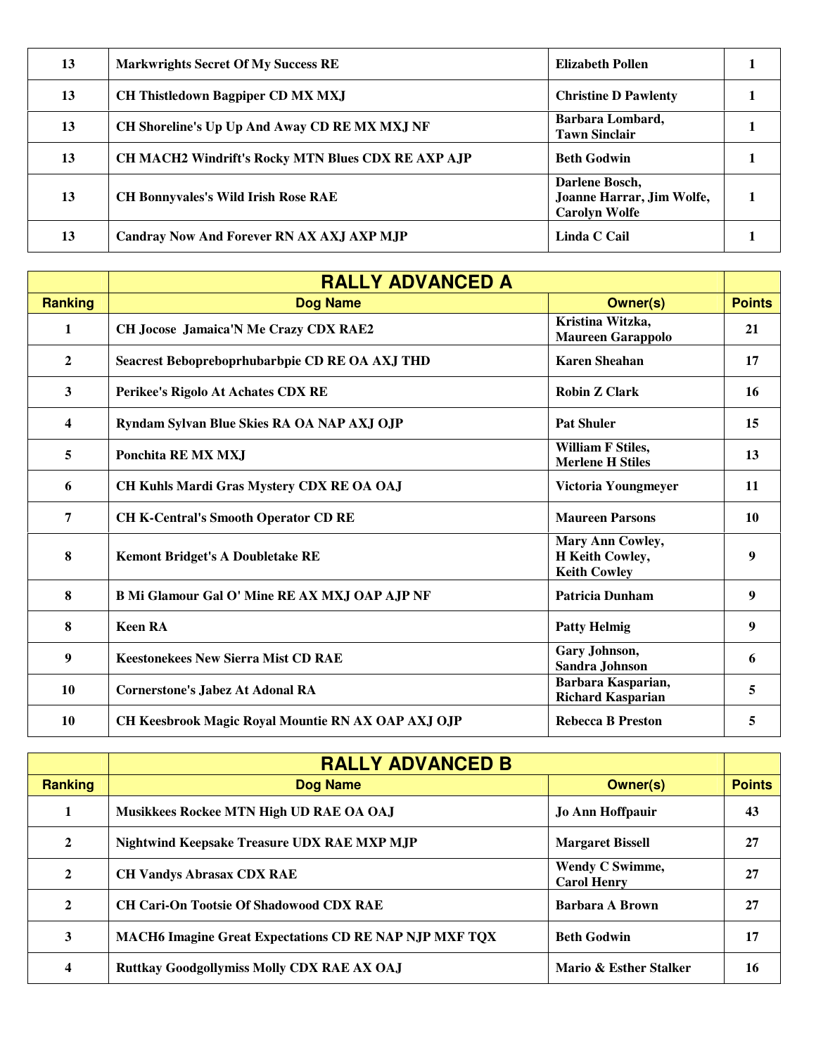| | | | |
|---|---|---|---|
| 13 | **Markwrights Secret Of My Success RE** | **Elizabeth Pollen** | **1** |
| 13 | **CH Thistledown Bagpiper CD MX MXJ** | **Christine D Pawlenty** | **1** |
| 13 | **CH Shoreline's Up Up And Away CD RE MX MXJ NF** | **Barbara Lombard, Tawn Sinclair** | **1** |
| 13 | **CH MACH2 Windrift's Rocky MTN Blues CDX RE AXP AJP** | **Beth Godwin** | **1** |
| 13 | **CH Bonnyvales's Wild Irish Rose RAE** | **Darlene Bosch, Joanne Harrar, Jim Wolfe, Carolyn Wolfe** | **1** |
| 13 | **Candray Now And Forever RN AX AXJ AXP MJP** | **Linda C Cail** | **1** |

## RALLY ADVANCED A

| Ranking | Dog Name | Owner(s) | Points |
|---|---|---|---|
| 1 | **CH Jocose Jamaica'N Me Crazy CDX RAE2** | **Kristina Witzka, Maureen Garappolo** | **21** |
| 2 | **Seacrest Bebopreboprhubarbpie CD RE OA AXJ THD** | **Karen Sheahan** | **17** |
| 3 | **Perikee's Rigolo At Achates CDX RE** | **Robin Z Clark** | **16** |
| 4 | **Ryndam Sylvan Blue Skies RA OA NAP AXJ OJP** | **Pat Shuler** | **15** |
| 5 | **Ponchita RE MX MXJ** | **William F Stiles, Merlene H Stiles** | **13** |
| 6 | **CH Kuhls Mardi Gras Mystery CDX RE OA OAJ** | **Victoria Youngmeyer** | **11** |
| 7 | **CH K-Central's Smooth Operator CD RE** | **Maureen Parsons** | **10** |
| 8 | **Kemont Bridget's A Doubletake RE** | **Mary Ann Cowley, H Keith Cowley, Keith Cowley** | **9** |
| 8 | **B Mi Glamour Gal O' Mine RE AX MXJ OAP AJP NF** | **Patricia Dunham** | **9** |
| 8 | **Keen RA** | **Patty Helmig** | **9** |
| 9 | **Keestonekees New Sierra Mist CD RAE** | **Gary Johnson, Sandra Johnson** | **6** |
| 10 | **Cornerstone's Jabez At Adonal RA** | **Barbara Kasparian, Richard Kasparian** | **5** |
| 10 | **CH Keesbrook Magic Royal Mountie RN AX OAP AXJ OJP** | **Rebecca B Preston** | **5** |

## RALLY ADVANCED B

| Ranking | Dog Name | Owner(s) | Points |
|---|---|---|---|
| 1 | **Musikkees Rockee MTN High UD RAE OA OAJ** | **Jo Ann Hoffpauir** | **43** |
| 2 | **Nightwind Keepsake Treasure UDX RAE MXP MJP** | **Margaret Bissell** | **27** |
| 2 | **CH Vandys Abrasax CDX RAE** | **Wendy C Swimme, Carol Henry** | **27** |
| 2 | **CH Cari-On Tootsie Of Shadowood CDX RAE** | **Barbara A Brown** | **27** |
| 3 | **MACH6 Imagine Great Expectations CD RE NAP NJP MXF TQX** | **Beth Godwin** | **17** |
| 4 | **Ruttkay Goodgollymiss Molly CDX RAE AX OAJ** | **Mario & Esther Stalker** | **16** |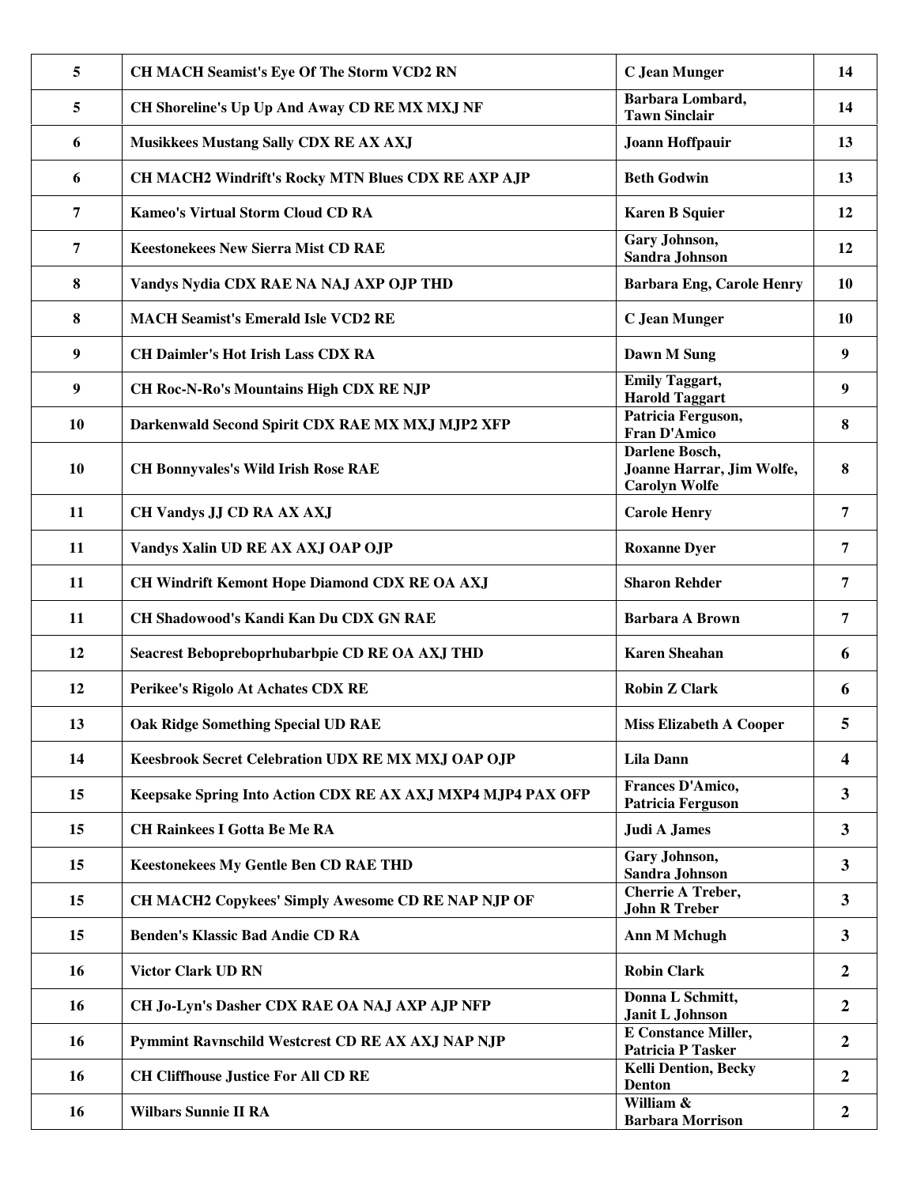| | | | |
|---|---|---|---|
| 5 | CH MACH Seamist's Eye Of The Storm VCD2 RN | C Jean Munger | 14 |
| 5 | CH Shoreline's Up Up And Away CD RE MX MXJ NF | Barbara Lombard, Tawn Sinclair | 14 |
| 6 | Musikkees Mustang Sally CDX RE AX AXJ | Joann Hoffpauir | 13 |
| 6 | CH MACH2 Windrift's Rocky MTN Blues CDX RE AXP AJP | Beth Godwin | 13 |
| 7 | Kameo's Virtual Storm Cloud CD RA | Karen B Squier | 12 |
| 7 | Keestonekees New Sierra Mist CD RAE | Gary Johnson, Sandra Johnson | 12 |
| 8 | Vandys Nydia CDX RAE NA NAJ AXP OJP THD | Barbara Eng, Carole Henry | 10 |
| 8 | MACH Seamist's Emerald Isle VCD2 RE | C Jean Munger | 10 |
| 9 | CH Daimler's Hot Irish Lass CDX RA | Dawn M Sung | 9 |
| 9 | CH Roc-N-Ro's Mountains High CDX RE NJP | Emily Taggart, Harold Taggart | 9 |
| 10 | Darkenwald Second Spirit CDX RAE MX MXJ MJP2 XFP | Patricia Ferguson, Fran D'Amico | 8 |
| 10 | CH Bonnyvales's Wild Irish Rose RAE | Darlene Bosch, Joanne Harrar, Jim Wolfe, Carolyn Wolfe | 8 |
| 11 | CH Vandys JJ CD RA AX AXJ | Carole Henry | 7 |
| 11 | Vandys Xalin UD RE AX AXJ OAP OJP | Roxanne Dyer | 7 |
| 11 | CH Windrift Kemont Hope Diamond CDX RE OA AXJ | Sharon Rehder | 7 |
| 11 | CH Shadowood's Kandi Kan Du CDX GN RAE | Barbara A Brown | 7 |
| 12 | Seacrest Bebopreboprhubarbpie CD RE OA AXJ THD | Karen Sheahan | 6 |
| 12 | Perikee's Rigolo At Achates CDX RE | Robin Z Clark | 6 |
| 13 | Oak Ridge Something Special UD RAE | Miss Elizabeth A Cooper | 5 |
| 14 | Keesbrook Secret Celebration UDX RE MX MXJ OAP OJP | Lila Dann | 4 |
| 15 | Keepsake Spring Into Action CDX RE AX AXJ MXP4 MJP4 PAX OFP | Frances D'Amico, Patricia Ferguson | 3 |
| 15 | CH Rainkees I Gotta Be Me RA | Judi A James | 3 |
| 15 | Keestonekees My Gentle Ben CD RAE THD | Gary Johnson, Sandra Johnson | 3 |
| 15 | CH MACH2 Copykees' Simply Awesome CD RE NAP NJP OF | Cherrie A Treber, John R Treber | 3 |
| 15 | Benden's Klassic Bad Andie CD RA | Ann M Mchugh | 3 |
| 16 | Victor Clark UD RN | Robin Clark | 2 |
| 16 | CH Jo-Lyn's Dasher CDX RAE OA NAJ AXP AJP NFP | Donna L Schmitt, Janit L Johnson | 2 |
| 16 | Pymmint Ravnschild Westcrest CD RE AX AXJ NAP NJP | E Constance Miller, Patricia P Tasker | 2 |
| 16 | CH Cliffhouse Justice For All CD RE | Kelli Dention, Becky Denton | 2 |
| 16 | Wilbars Sunnie II RA | William & Barbara Morrison | 2 |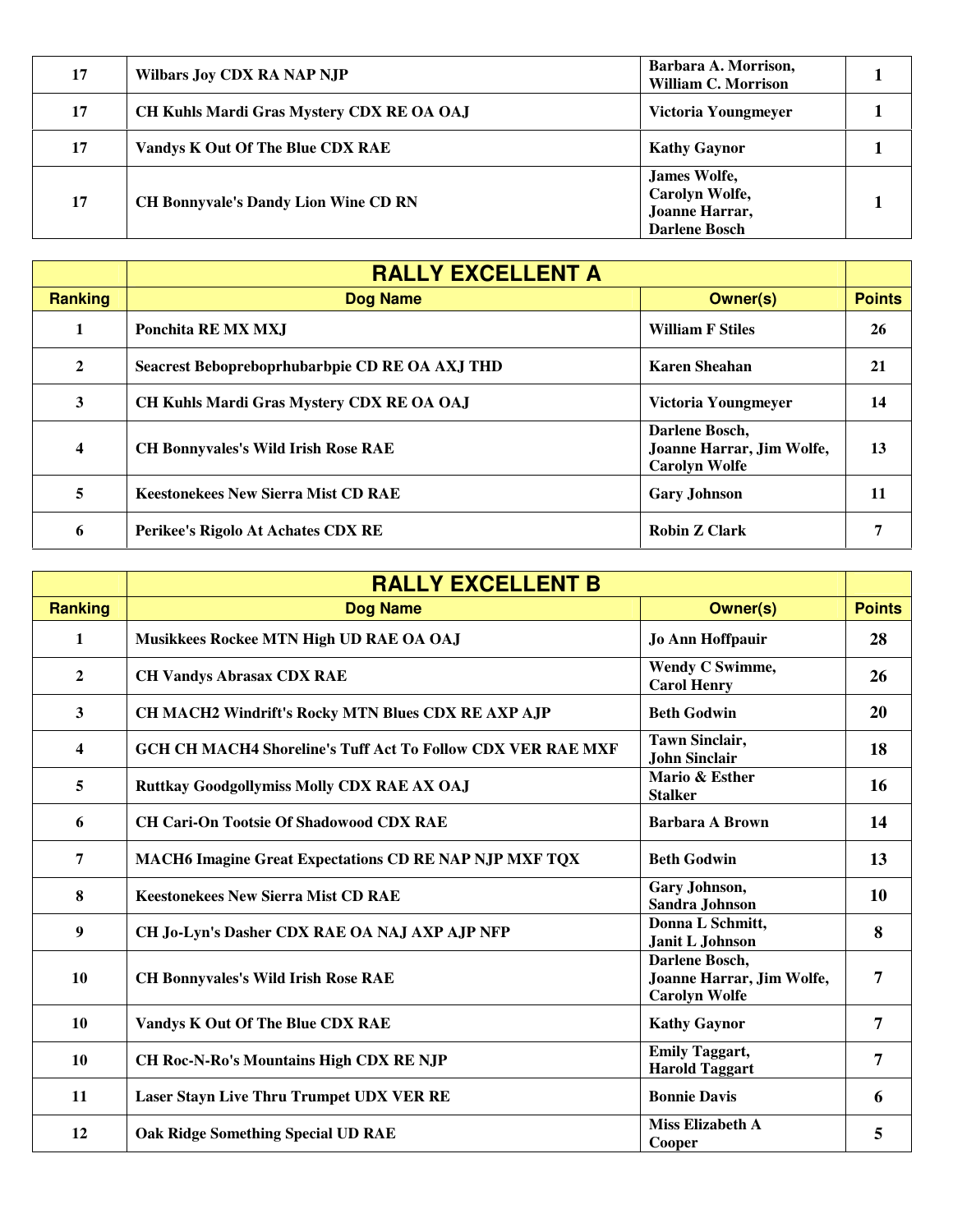| | | | |
|---|---|---|---|
| 17 | Wilbars Joy CDX RA NAP NJP | Barbara A. Morrison, William C. Morrison | 1 |
| 17 | CH Kuhls Mardi Gras Mystery CDX RE OA OAJ | Victoria Youngmeyer | 1 |
| 17 | Vandys K Out Of The Blue CDX RAE | Kathy Gaynor | 1 |
| 17 | CH Bonnyvale's Dandy Lion Wine CD RN | James Wolfe, Carolyn Wolfe, Joanne Harrar, Darlene Bosch | 1 |

## RALLY EXCELLENT A

| Ranking | Dog Name | Owner(s) | Points |
|---|---|---|---|
| 1 | Ponchita RE MX MXJ | William F Stiles | 26 |
| 2 | Seacrest Bebopreboprhubarbpie CD RE OA AXJ THD | Karen Sheahan | 21 |
| 3 | CH Kuhls Mardi Gras Mystery CDX RE OA OAJ | Victoria Youngmeyer | 14 |
| 4 | CH Bonnyvales's Wild Irish Rose RAE | Darlene Bosch, Joanne Harrar, Jim Wolfe, Carolyn Wolfe | 13 |
| 5 | Keestonekees New Sierra Mist CD RAE | Gary Johnson | 11 |
| 6 | Perikee's Rigolo At Achates CDX RE | Robin Z Clark | 7 |

## RALLY EXCELLENT B

| Ranking | Dog Name | Owner(s) | Points |
|---|---|---|---|
| 1 | Musikkees Rockee MTN High UD RAE OA OAJ | Jo Ann Hoffpauir | 28 |
| 2 | CH Vandys Abrasax CDX RAE | Wendy C Swimme, Carol Henry | 26 |
| 3 | CH MACH2 Windrift's Rocky MTN Blues CDX RE AXP AJP | Beth Godwin | 20 |
| 4 | GCH CH MACH4 Shoreline's Tuff Act To Follow CDX VER RAE MXF | Tawn Sinclair, John Sinclair | 18 |
| 5 | Ruttkay Goodgollymiss Molly CDX RAE AX OAJ | Mario & Esther Stalker | 16 |
| 6 | CH Cari-On Tootsie Of Shadowood CDX RAE | Barbara A Brown | 14 |
| 7 | MACH6 Imagine Great Expectations CD RE NAP NJP MXF TQX | Beth Godwin | 13 |
| 8 | Keestonekees New Sierra Mist CD RAE | Gary Johnson, Sandra Johnson | 10 |
| 9 | CH Jo-Lyn's Dasher CDX RAE OA NAJ AXP AJP NFP | Donna L Schmitt, Janit L Johnson | 8 |
| 10 | CH Bonnyvales's Wild Irish Rose RAE | Darlene Bosch, Joanne Harrar, Jim Wolfe, Carolyn Wolfe | 7 |
| 10 | Vandys K Out Of The Blue CDX RAE | Kathy Gaynor | 7 |
| 10 | CH Roc-N-Ro's Mountains High CDX RE NJP | Emily Taggart, Harold Taggart | 7 |
| 11 | Laser Stayn Live Thru Trumpet UDX VER RE | Bonnie Davis | 6 |
| 12 | Oak Ridge Something Special UD RAE | Miss Elizabeth A Cooper | 5 |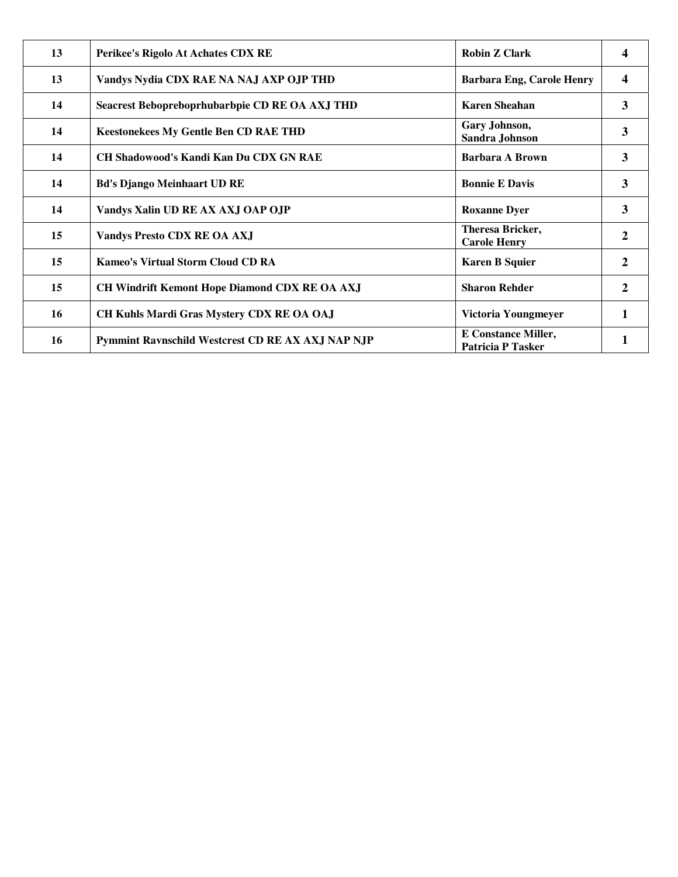| | | | |
|---|---|---|---|
| **13** | **Perikee's Rigolo At Achates CDX RE** | **Robin Z Clark** | **4** |
| **13** | **Vandys Nydia CDX RAE NA NAJ AXP OJP THD** | **Barbara Eng, Carole Henry** | **4** |
| **14** | **Seacrest Bebopreboprhubarbpie CD RE OA AXJ THD** | **Karen Sheahan** | **3** |
| **14** | **Keestonekees My Gentle Ben CD RAE THD** | **Gary Johnson, Sandra Johnson** | **3** |
| **14** | **CH Shadowood's Kandi Kan Du CDX GN RAE** | **Barbara A Brown** | **3** |
| **14** | **Bd's Django Meinhaart UD RE** | **Bonnie E Davis** | **3** |
| **14** | **Vandys Xalin UD RE AX AXJ OAP OJP** | **Roxanne Dyer** | **3** |
| **15** | **Vandys Presto CDX RE OA AXJ** | **Theresa Bricker, Carole Henry** | **2** |
| **15** | **Kameo's Virtual Storm Cloud CD RA** | **Karen B Squier** | **2** |
| **15** | **CH Windrift Kemont Hope Diamond CDX RE OA AXJ** | **Sharon Rehder** | **2** |
| **16** | **CH Kuhls Mardi Gras Mystery CDX RE OA OAJ** | **Victoria Youngmeyer** | **1** |
| **16** | **Pymmint Ravnschild Westcrest CD RE AX AXJ NAP NJP** | **E Constance Miller, Patricia P Tasker** | **1** |